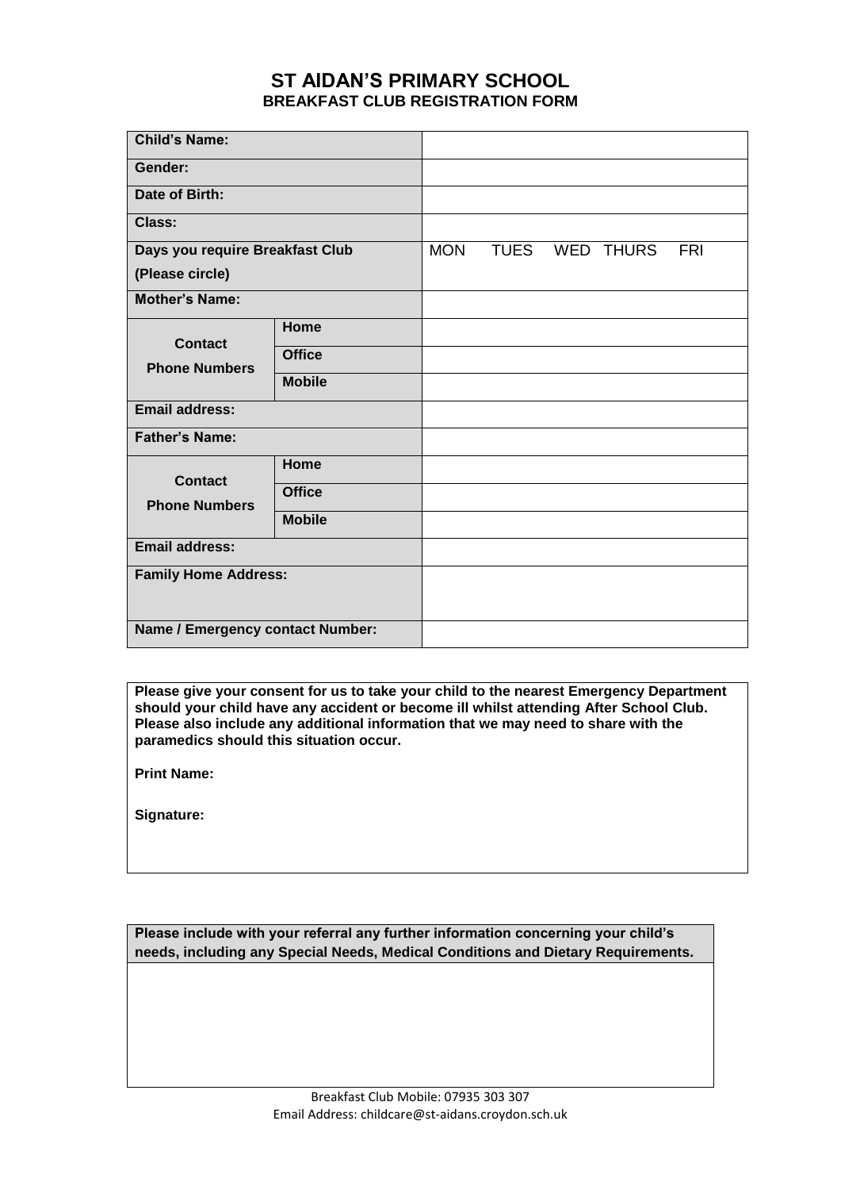# ST AIDAN'S PRIMARY SCHOOL

## BREAKFAST CLUB REGISTRATION FORM

| | | |
|---|---|---|
| **Child's Name:** | | |
| **Gender:** | | |
| **Date of Birth:** | | |
| **Class:** | | |
| **Days you require Breakfast Club (Please circle)** | | MON TUES WED THURS FRI |
| **Mother's Name:** | | |
| **Contact Phone Numbers** | **Home** | |
| | **Office** | |
| | **Mobile** | |
| **Email address:** | | |
| **Father's Name:** | | |
| **Contact Phone Numbers** | **Home** | |
| | **Office** | |
| | **Mobile** | |
| **Email address:** | | |
| **Family Home Address:** | | |
| **Name / Emergency contact Number:** | | |

**Please give your consent for us to take your child to the nearest Emergency Department should your child have any accident or become ill whilst attending After School Club. Please also include any additional information that we may need to share with the paramedics should this situation occur.**

**Print Name:**

**Signature:**

**Please include with your referral any further information concerning your child's needs, including any Special Needs, Medical Conditions and Dietary Requirements.**

Breakfast Club Mobile: 07935 303 307

Email Address: childcare@st-aidans.croydon.sch.uk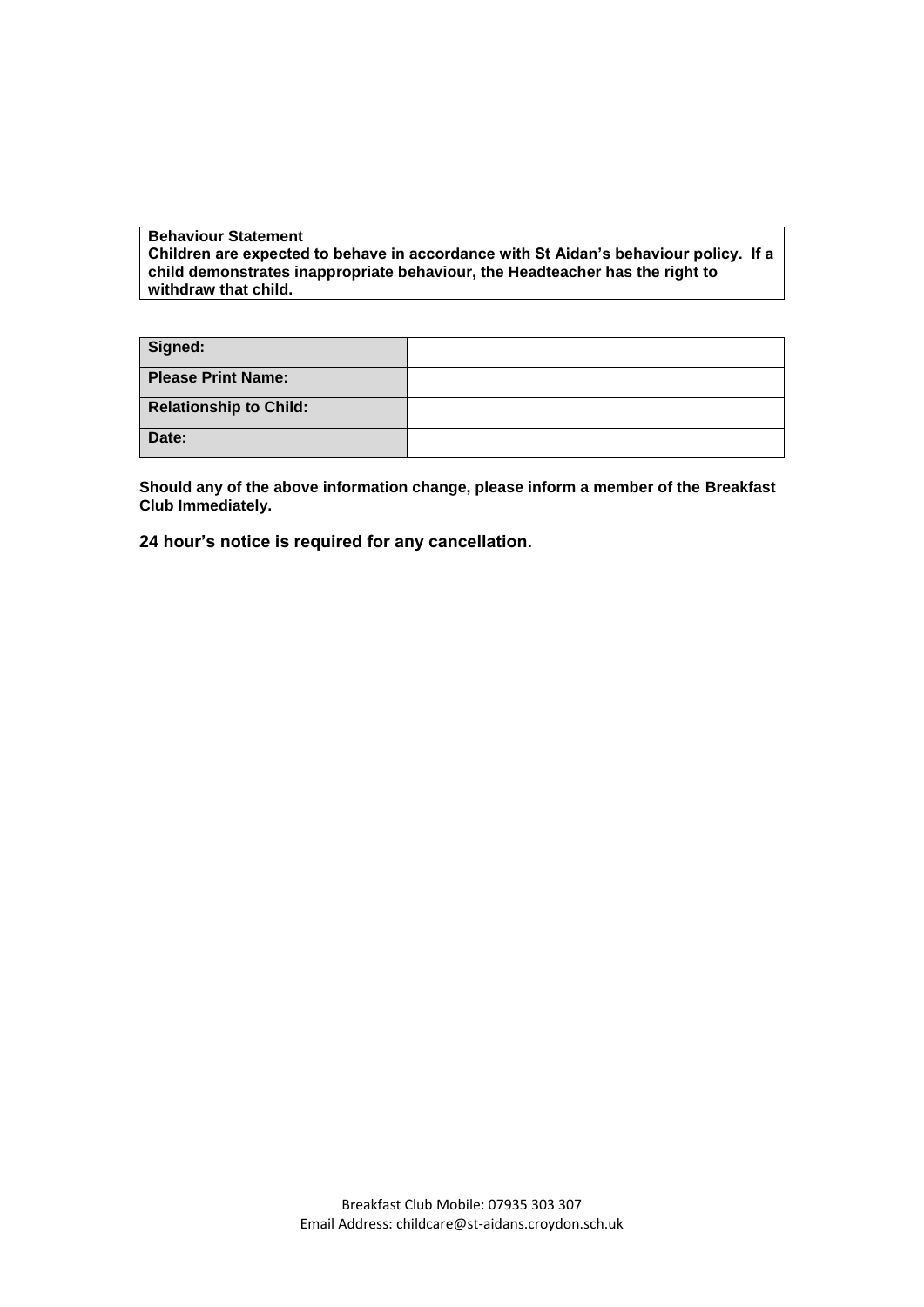**Behaviour Statement**
**Children are expected to behave in accordance with St Aidan's behaviour policy. If a child demonstrates inappropriate behaviour, the Headteacher has the right to withdraw that child.**

| | |
|---|---|
| **Signed:** | |
| **Please Print Name:** | |
| **Relationship to Child:** | |
| **Date:** | |

**Should any of the above information change, please inform a member of the Breakfast Club Immediately.**

**24 hour's notice is required for any cancellation.**

Breakfast Club Mobile: 07935 303 307
Email Address: childcare@st-aidans.croydon.sch.uk